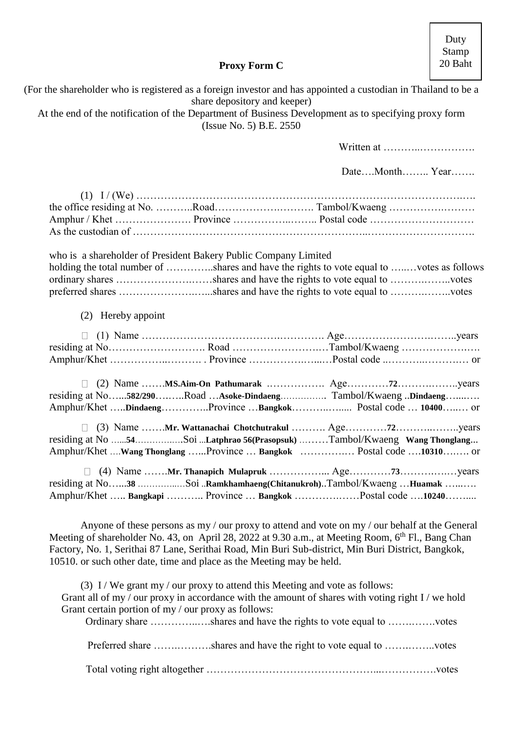Duty Stamp 20 Baht

**Proxy Form C**

(For the shareholder who is registered as a foreign investor and has appointed a custodian in Thailand to be a share depository and keeper)
At the end of the notification of the Department of Business Development as to specifying proxy form (Issue No. 5) B.E. 2550

Written at ……….…………….

Date….Month…….. Year…….

(1) I / (We) ………………………………………………………………………………….….
the office residing at No. ………..Road…………….………. Tambol/Kwaeng ………….………
Amphur / Khet …………………. Province ……………..…….. Postal code …………………………
As the custodian of ………………………………………………………..…………………………

who is a shareholder of President Bakery Public Company Limited
holding the total number of …………..shares and have the rights to vote equal to …..…votes as follows
ordinary shares …………………..……shares and have the rights to vote equal to ……….……..votes
preferred shares ………………….…...shares and have the rights to vote equal to ……….……..votes

(2) Hereby appoint

☐ (1) Name ……………………………………….………. Age…………………….……..years
residing at No………………………. Road ……………………..…Tambol/Kwaeng ………………..….
Amphur/Khet ……………..………. . Province ……………..…...…Postal code ..………..……….… or

☐ (2) Name …….**MS.Aim-On Pathumarak** .……………. Age…………**72**…………..…..years
residing at No…...**582/290**….…..Road …**Asoke-Dindaeng**…….…….. Tambol/Kwaeng ..**Dindaeng**…...….
Amphur/Khet …..**Dindaeng**…………..Province …**Bangkok**………..….... Postal code … **10400**…..… or

☐ (3) Name …….**Mr. Wattanachai Chotchutrakul** ………. Age…………**72**………..……..years
residing at No …...**54**……….…..Soi ...**Latphrao 56(Prasopsuk)** ..……Tambol/Kwaeng **Wang Thonglang…**
Amphur/Khet ….**Wang Thonglang** …...Province … **Bangkok** ………….… Postal code ….**10310**….…. or

☐ (4) Name …….**Mr. Thanapich Mulapruk** ……………... Age…………**73**………..….…years
residing at No…...**38** …………..…Soi ..**Ramkhamhaeng(Chitanukroh)**..Tambol/Kwaeng …**Huamak** …..….
Amphur/Khet ….. **Bangkapi** ……….. Province … **Bangkok** ………….……Postal code ….**10240**……....

Anyone of these persons as my / our proxy to attend and vote on my / our behalf at the General Meeting of shareholder No. 43, on April 28, 2022 at 9.30 a.m., at Meeting Room, 6th Fl., Bang Chan Factory, No. 1, Serithai 87 Lane, Serithai Road, Min Buri Sub-district, Min Buri District, Bangkok, 10510. or such other date, time and place as the Meeting may be held.

(3) I / We grant my / our proxy to attend this Meeting and vote as follows:
Grant all of my / our proxy in accordance with the amount of shares with voting right I / we hold
Grant certain portion of my / our proxy as follows:

Ordinary share …………..….shares and have the rights to vote equal to …….…….votes

Preferred share …….……….shares and have the right to vote equal to …….……..votes

Total voting right altogether ………………………………………...…………….votes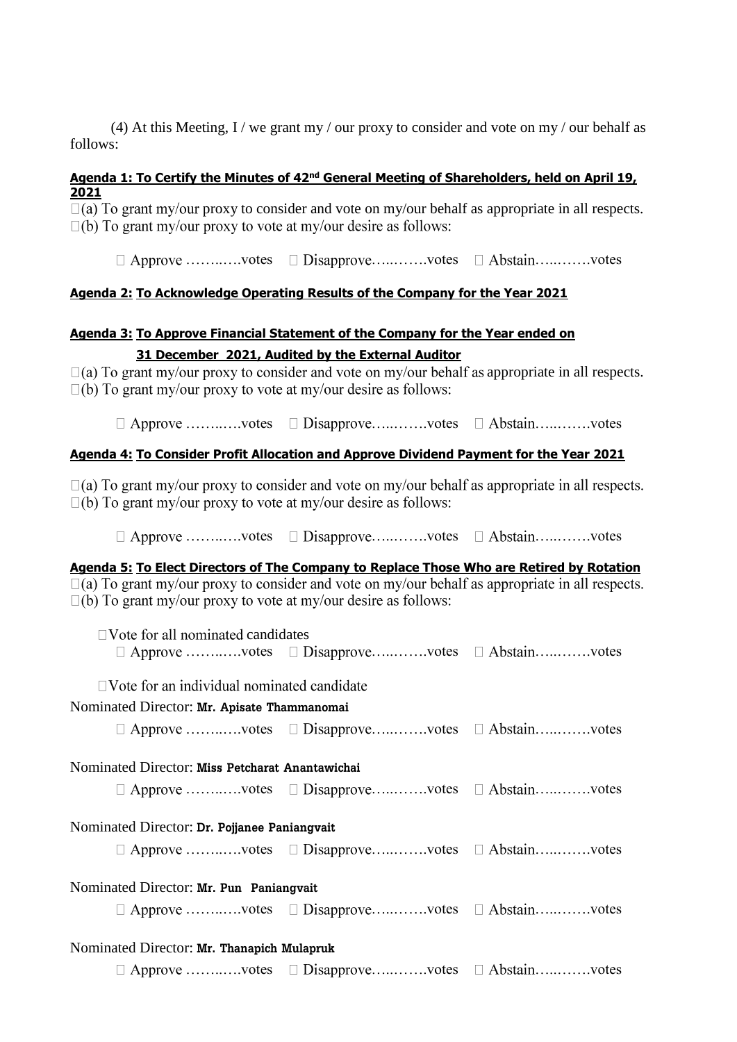(4) At this Meeting, I / we grant my / our proxy to consider and vote on my / our behalf as follows:

**Agenda 1: To Certify the Minutes of 42nd General Meeting of Shareholders, held on April 19, 2021**

□(a) To grant my/our proxy to consider and vote on my/our behalf as appropriate in all respects.
□(b) To grant my/our proxy to vote at my/our desire as follows:

□ Approve ……..….votes □ Disapprove…..…….votes □ Abstain…..…….votes

**Agenda 2: To Acknowledge Operating Results of the Company for the Year 2021**

**Agenda 3: To Approve Financial Statement of the Company for the Year ended on 31 December 2021, Audited by the External Auditor**

□(a) To grant my/our proxy to consider and vote on my/our behalf as appropriate in all respects.
□(b) To grant my/our proxy to vote at my/our desire as follows:

□ Approve ……..….votes □ Disapprove…..…….votes □ Abstain…..…….votes

**Agenda 4: To Consider Profit Allocation and Approve Dividend Payment for the Year 2021**

□(a) To grant my/our proxy to consider and vote on my/our behalf as appropriate in all respects.
□(b) To grant my/our proxy to vote at my/our desire as follows:

□ Approve ……..….votes □ Disapprove…..…….votes □ Abstain…..…….votes

**Agenda 5: To Elect Directors of The Company to Replace Those Who are Retired by Rotation**

□(a) To grant my/our proxy to consider and vote on my/our behalf as appropriate in all respects.
□(b) To grant my/our proxy to vote at my/our desire as follows:

□Vote for all nominated candidates

□ Approve ……..….votes □ Disapprove…..…….votes □ Abstain…..…….votes

□Vote for an individual nominated candidate

Nominated Director: **Mr. Apisate Thammanomai**

□ Approve ……..….votes □ Disapprove…..…….votes □ Abstain…..…….votes

Nominated Director: **Miss Petcharat Anantawichai**

□ Approve ……..….votes □ Disapprove…..…….votes □ Abstain…..…….votes

Nominated Director: **Dr. Pojjanee Paniangvait**

□ Approve ……..….votes □ Disapprove…..…….votes □ Abstain…..…….votes

Nominated Director: **Mr. Pun Paniangvait**

□ Approve ……..….votes □ Disapprove…..…….votes □ Abstain…..…….votes

Nominated Director: **Mr. Thanapich Mulapruk**

□ Approve ……..….votes □ Disapprove…..…….votes □ Abstain…..…….votes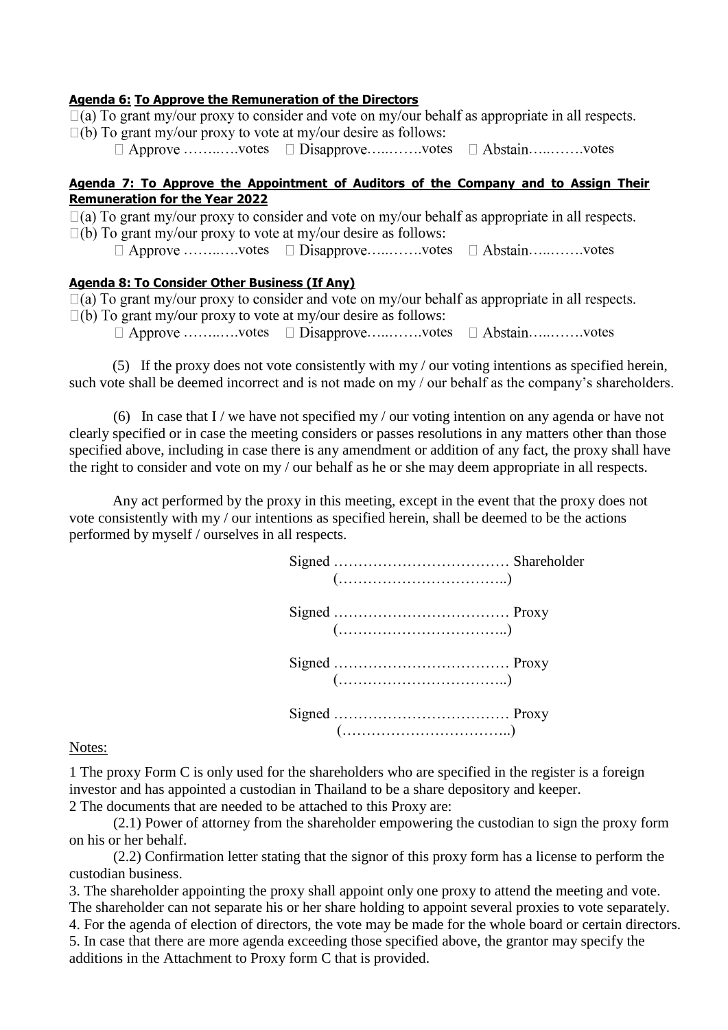**Agenda 6: To Approve the Remuneration of the Directors**

□(a) To grant my/our proxy to consider and vote on my/our behalf as appropriate in all respects.

□(b) To grant my/our proxy to vote at my/our desire as follows:

□ Approve ……..….votes □ Disapprove…..…….votes □ Abstain…..…….votes

**Agenda 7: To Approve the Appointment of Auditors of the Company and to Assign Their Remuneration for the Year 2022**

□(a) To grant my/our proxy to consider and vote on my/our behalf as appropriate in all respects.

□(b) To grant my/our proxy to vote at my/our desire as follows:

□ Approve ……..….votes □ Disapprove…..…….votes □ Abstain…..…….votes

**Agenda 8: To Consider Other Business (If Any)**

□(a) To grant my/our proxy to consider and vote on my/our behalf as appropriate in all respects.

□(b) To grant my/our proxy to vote at my/our desire as follows:

□ Approve ……..….votes □ Disapprove…..…….votes □ Abstain…..…….votes

(5) If the proxy does not vote consistently with my / our voting intentions as specified herein, such vote shall be deemed incorrect and is not made on my / our behalf as the company's shareholders.

(6) In case that I / we have not specified my / our voting intention on any agenda or have not clearly specified or in case the meeting considers or passes resolutions in any matters other than those specified above, including in case there is any amendment or addition of any fact, the proxy shall have the right to consider and vote on my / our behalf as he or she may deem appropriate in all respects.

Any act performed by the proxy in this meeting, except in the event that the proxy does not vote consistently with my / our intentions as specified herein, shall be deemed to be the actions performed by myself / ourselves in all respects.

Signed ……………………………… Shareholder
(……………………………..)

Signed ……………………………… Proxy
(……………………………..)

Signed ……………………………… Proxy
(……………………………..)

Signed ……………………………… Proxy
(……………………………..)

Notes:

1 The proxy Form C is only used for the shareholders who are specified in the register is a foreign investor and has appointed a custodian in Thailand to be a share depository and keeper.

2 The documents that are needed to be attached to this Proxy are:

(2.1) Power of attorney from the shareholder empowering the custodian to sign the proxy form on his or her behalf.

(2.2) Confirmation letter stating that the signor of this proxy form has a license to perform the custodian business.

3. The shareholder appointing the proxy shall appoint only one proxy to attend the meeting and vote. The shareholder can not separate his or her share holding to appoint several proxies to vote separately.

4. For the agenda of election of directors, the vote may be made for the whole board or certain directors.

5. In case that there are more agenda exceeding those specified above, the grantor may specify the additions in the Attachment to Proxy form C that is provided.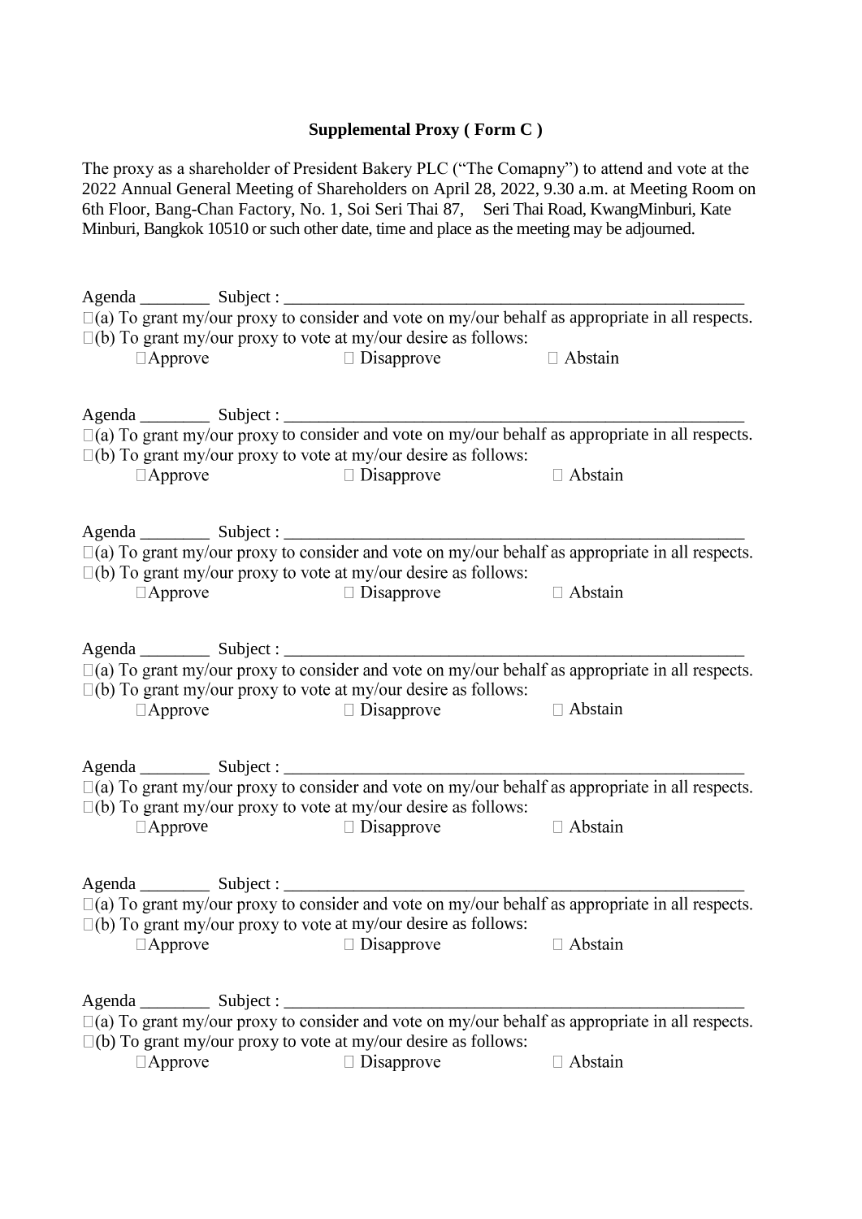**Supplemental Proxy ( Form C )**

The proxy as a shareholder of President Bakery PLC ("The Comapny") to attend and vote at the 2022 Annual General Meeting of Shareholders on April 28, 2022, 9.30 a.m. at Meeting Room on 6th Floor, Bang-Chan Factory, No. 1, Soi Seri Thai 87, Seri Thai Road, KwangMinburi, Kate Minburi, Bangkok 10510 or such other date, time and place as the meeting may be adjourned.

Agenda ________ Subject : ________________________________________________________

☐(a) To grant my/our proxy to consider and vote on my/our behalf as appropriate in all respects.

☐(b) To grant my/our proxy to vote at my/our desire as follows:

☐Approve ☐ Disapprove ☐ Abstain

Agenda ________ Subject : ________________________________________________________

☐(a) To grant my/our proxy to consider and vote on my/our behalf as appropriate in all respects.

☐(b) To grant my/our proxy to vote at my/our desire as follows:

☐Approve ☐ Disapprove ☐ Abstain

Agenda ________ Subject : ________________________________________________________

☐(a) To grant my/our proxy to consider and vote on my/our behalf as appropriate in all respects.

☐(b) To grant my/our proxy to vote at my/our desire as follows:

☐Approve ☐ Disapprove ☐ Abstain

Agenda ________ Subject : ________________________________________________________

☐(a) To grant my/our proxy to consider and vote on my/our behalf as appropriate in all respects.

☐(b) To grant my/our proxy to vote at my/our desire as follows:

☐Approve ☐ Disapprove ☐ Abstain

Agenda ________ Subject : ________________________________________________________

☐(a) To grant my/our proxy to consider and vote on my/our behalf as appropriate in all respects.

☐(b) To grant my/our proxy to vote at my/our desire as follows:

☐Approve ☐ Disapprove ☐ Abstain

Agenda ________ Subject : ________________________________________________________

☐(a) To grant my/our proxy to consider and vote on my/our behalf as appropriate in all respects.

☐(b) To grant my/our proxy to vote at my/our desire as follows:

☐Approve ☐ Disapprove ☐ Abstain

Agenda ________ Subject : ________________________________________________________

☐(a) To grant my/our proxy to consider and vote on my/our behalf as appropriate in all respects.

☐(b) To grant my/our proxy to vote at my/our desire as follows:

☐Approve ☐ Disapprove ☐ Abstain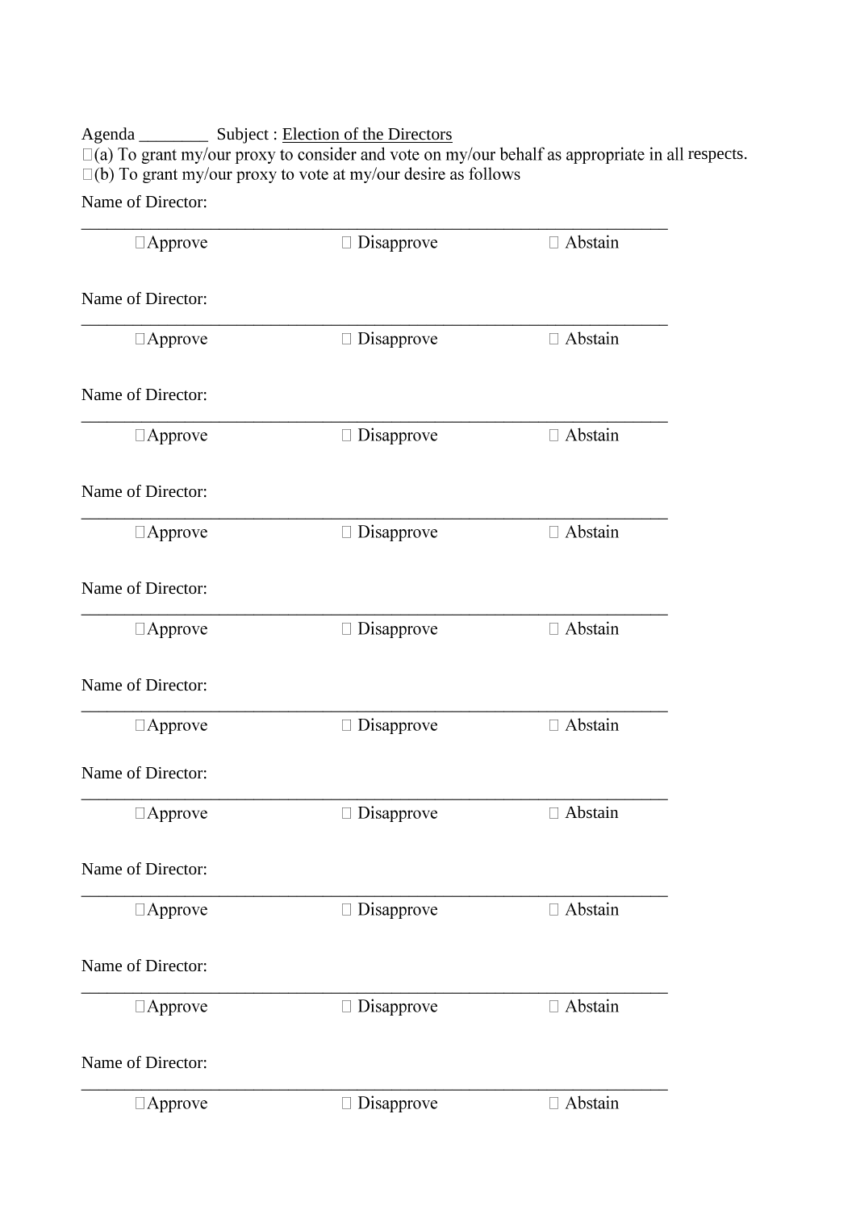Agenda ________ Subject : Election of the Directors

□(a) To grant my/our proxy to consider and vote on my/our behalf as appropriate in all respects.

□(b) To grant my/our proxy to vote at my/our desire as follows

Name of Director: ____________________________________________________________

□Approve □ Disapprove □ Abstain

Name of Director: ____________________________________________________________

□Approve □ Disapprove □ Abstain

Name of Director: ____________________________________________________________

□Approve □ Disapprove □ Abstain

Name of Director: ____________________________________________________________

□Approve □ Disapprove □ Abstain

Name of Director: ____________________________________________________________

□Approve □ Disapprove □ Abstain

Name of Director: ____________________________________________________________

□Approve □ Disapprove □ Abstain

Name of Director: ____________________________________________________________

□Approve □ Disapprove □ Abstain

Name of Director: ____________________________________________________________

□Approve □ Disapprove □ Abstain

Name of Director: ____________________________________________________________

□Approve □ Disapprove □ Abstain

Name of Director: ____________________________________________________________

□Approve □ Disapprove □ Abstain